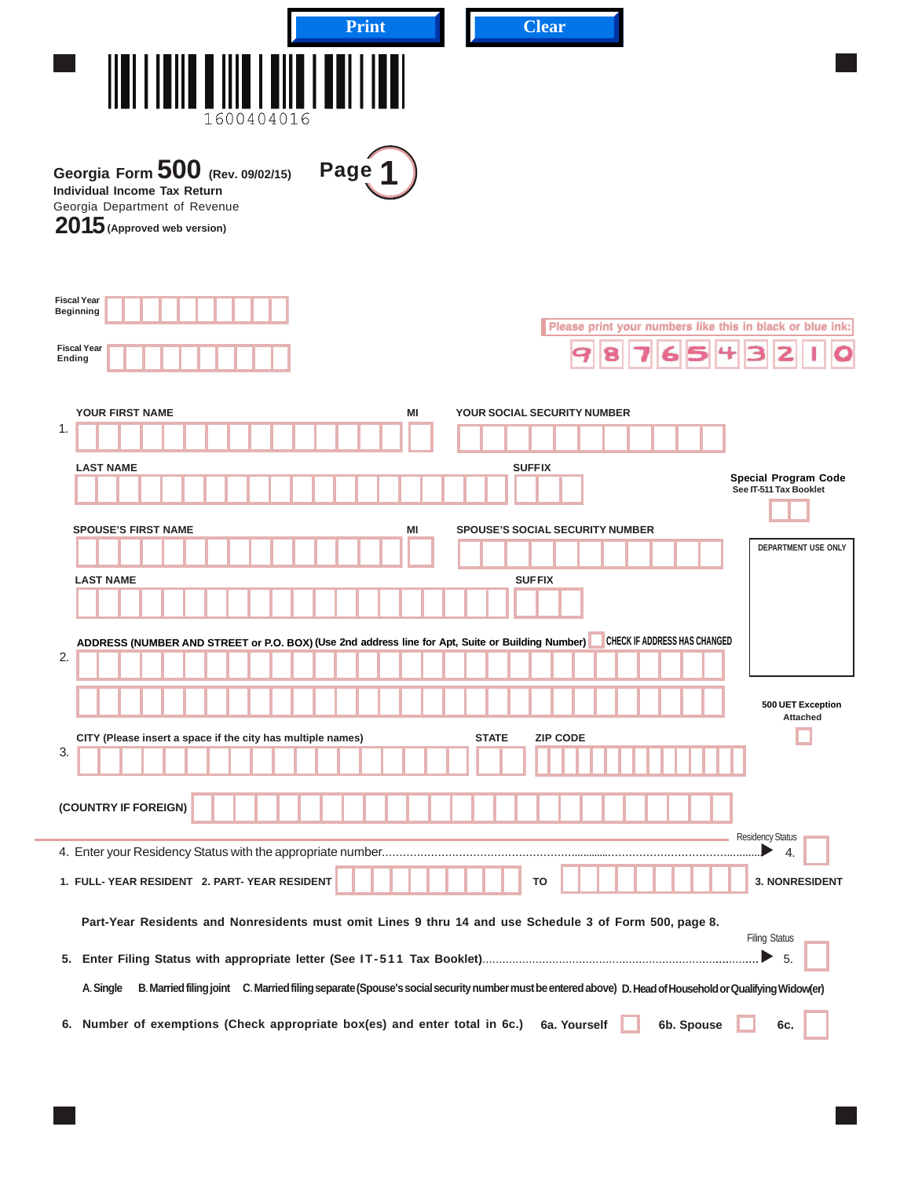Print Clear

1600404016

# Georgia Form 500 (Rev. 09/02/15)

**Page 1**

**Individual Income Tax Return**

Georgia Department of Revenue

**2015** (Approved web version)

Fiscal Year Beginning

Fiscal Year Ending

Please print your numbers like this in black or blue ink: 9 8 7 6 5 4 3 2 1 0

1. YOUR FIRST NAME | MI | YOUR SOCIAL SECURITY NUMBER

LAST NAME | SUFFIX

Special Program Code
See IT-511 Tax Booklet

SPOUSE'S FIRST NAME | MI | SPOUSE'S SOCIAL SECURITY NUMBER

DEPARTMENT USE ONLY

LAST NAME | SUFFIX

2. ADDRESS (NUMBER AND STREET or P.O. BOX) (Use 2nd address line for Apt, Suite or Building Number) ☐ CHECK IF ADDRESS HAS CHANGED

500 UET Exception Attached ☐

3. CITY (Please insert a space if the city has multiple names) | STATE | ZIP CODE

(COUNTRY IF FOREIGN)

4. Enter your Residency Status with the appropriate number.......................................................................... ▶ 4. (Residency Status)

1. FULL- YEAR RESIDENT 2. PART- YEAR RESIDENT ______ TO ______ 3. NONRESIDENT

**Part-Year Residents and Nonresidents must omit Lines 9 thru 14 and use Schedule 3 of Form 500, page 8.**

5. Enter Filing Status with appropriate letter (See IT-511 Tax Booklet)................................................................ ▶ 5. (Filing Status)

A. Single B. Married filing joint C. Married filing separate (Spouse's social security number must be entered above) D. Head of Household or Qualifying Widow(er)

6. Number of exemptions (Check appropriate box(es) and enter total in 6c.) 6a. Yourself ☐ 6b. Spouse ☐ 6c.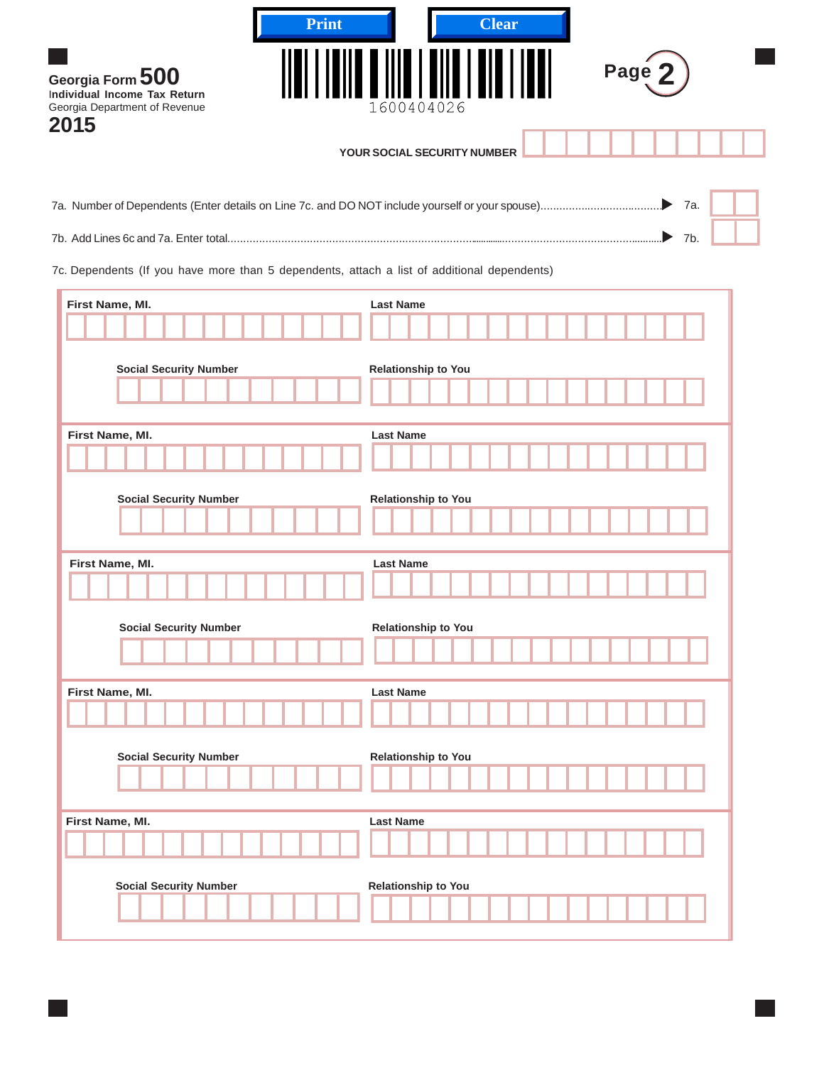Print | Clear

**Georgia Form 500**
Individual Income Tax Return
Georgia Department of Revenue
**2015**

1600404026

**Page 2**

**YOUR SOCIAL SECURITY NUMBER**

7a. Number of Dependents (Enter details on Line 7c. and DO NOT include yourself or your spouse)........................................ 7a.

7b. Add Lines 6c and 7a. Enter total.......................................................................................................................... 7b.

7c. Dependents (If you have more than 5 dependents, attach a list of additional dependents)

| First Name, MI. | Last Name |
|---|---|
| | |
| **Social Security Number** | **Relationship to You** |
| | |

| First Name, MI. | Last Name |
|---|---|
| | |
| **Social Security Number** | **Relationship to You** |
| | |

| First Name, MI. | Last Name |
|---|---|
| | |
| **Social Security Number** | **Relationship to You** |
| | |

| First Name, MI. | Last Name |
|---|---|
| | |
| **Social Security Number** | **Relationship to You** |
| | |

| First Name, MI. | Last Name |
|---|---|
| | |
| **Social Security Number** | **Relationship to You** |
| | |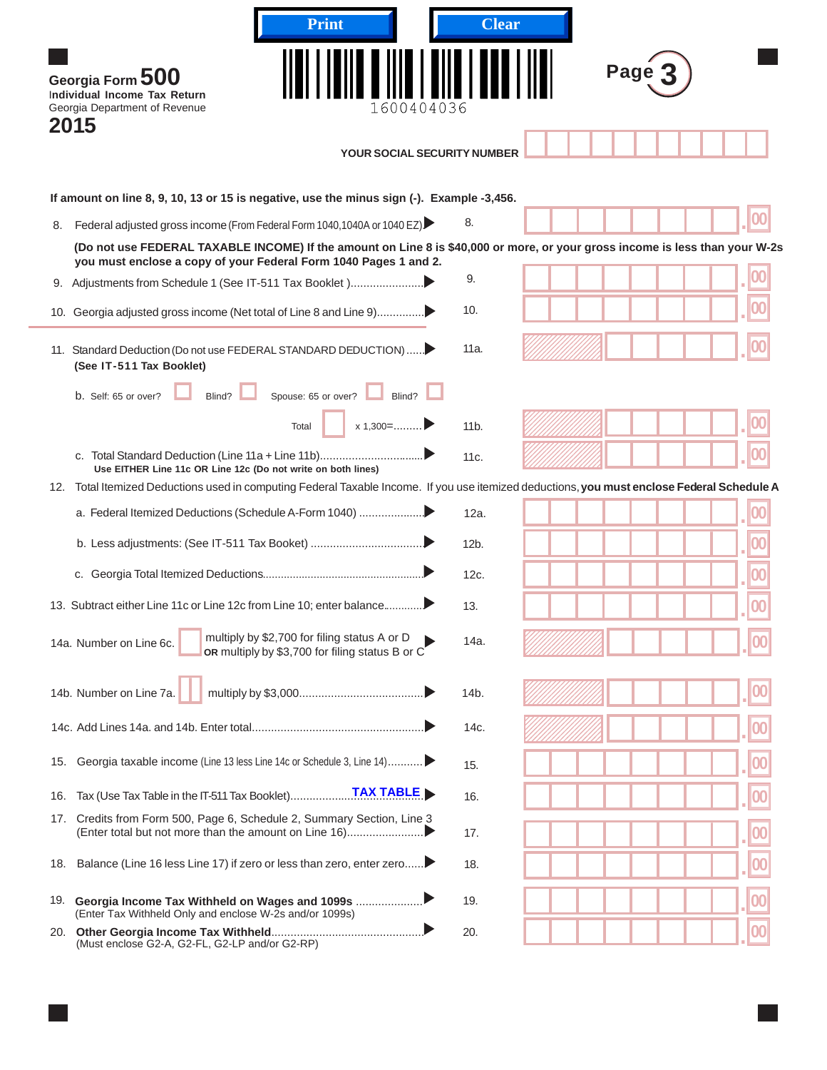**Georgia Form 500**
Individual Income Tax Return
Georgia Department of Revenue
**2015**

1600404036

Page 3

**YOUR SOCIAL SECURITY NUMBER**

**If amount on line 8, 9, 10, 13 or 15 is negative, use the minus sign (-). Example -3,456.**

8. Federal adjusted gross income (From Federal Form 1040,1040A or 1040 EZ) ..... 8. .00

**(Do not use FEDERAL TAXABLE INCOME) If the amount on Line 8 is $40,000 or more, or your gross income is less than your W-2s you must enclose a copy of your Federal Form 1040 Pages 1 and 2.**

9. Adjustments from Schedule 1 (See IT-511 Tax Booklet )....................... 9. .00

10. Georgia adjusted gross income (Net total of Line 8 and Line 9).............. 10. .00

11. Standard Deduction (Do not use FEDERAL STANDARD DEDUCTION)..... 11a. .00
**(See IT-511 Tax Booklet)**

b. Self: 65 or over? ☐ Blind? ☐ Spouse: 65 or over? ☐ Blind? ☐

Total ☐ x 1,300=......... 11b. .00

c. Total Standard Deduction (Line 11a + Line 11b)................................ 11c. .00
**Use EITHER Line 11c OR Line 12c (Do not write on both lines)**

12. Total Itemized Deductions used in computing Federal Taxable Income. If you use itemized deductions, **you must enclose Federal Schedule A**

a. Federal Itemized Deductions (Schedule A-Form 1040) .................... 12a. .00

b. Less adjustments: (See IT-511 Tax Booket) .................................. 12b. .00

c. Georgia Total Itemized Deductions.................................................... 12c. .00

13. Subtract either Line 11c or Line 12c from Line 10; enter balance............ 13. .00

14a. Number on Line 6c. ☐ multiply by $2,700 for filing status A or D **OR** multiply by $3,700 for filing status B or C ..... 14a. .00

14b. Number on Line 7a. ☐ multiply by $3,000...................................... 14b. .00

14c. Add Lines 14a. and 14b. Enter total..................................................... 14c. .00

15. Georgia taxable income (Line 13 less Line 14c or Schedule 3, Line 14)........... 15. .00

16. Tax (Use Tax Table in the IT-511 Tax Booklet)...................... **TAX TABLE** 16. .00

17. Credits from Form 500, Page 6, Schedule 2, Summary Section, Line 3 (Enter total but not more than the amount on Line 16)....................... 17. .00

18. Balance (Line 16 less Line 17) if zero or less than zero, enter zero...... 18. .00

19. **Georgia Income Tax Withheld on Wages and 1099s** ..................... 19. .00
(Enter Tax Withheld Only and enclose W-2s and/or 1099s)

20. **Other Georgia Income Tax Withheld**............................................... 20. .00
(Must enclose G2-A, G2-FL, G2-LP and/or G2-RP)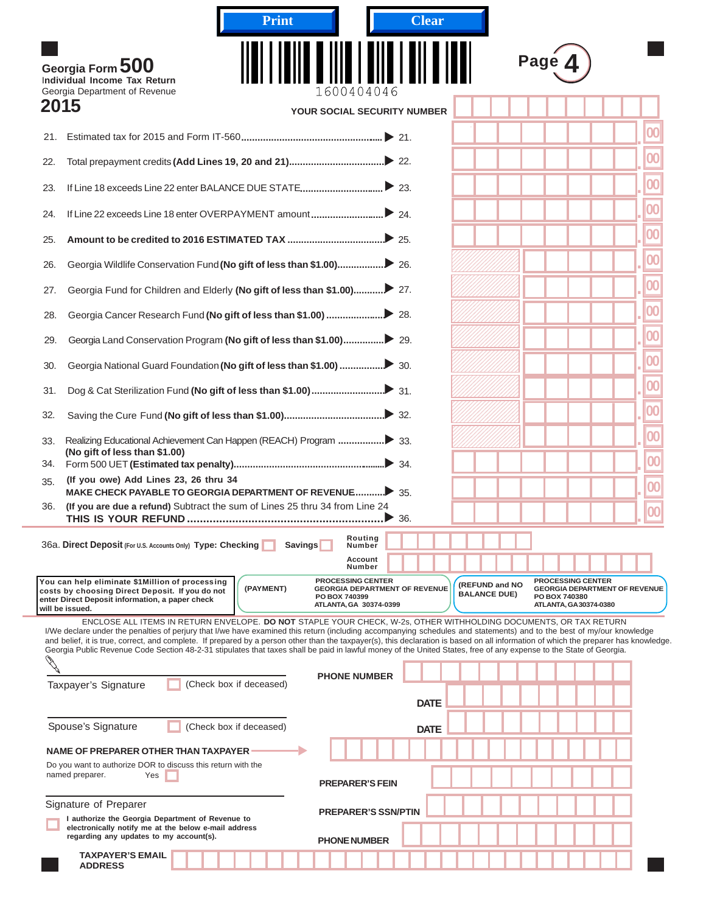Print | Clear

**Georgia Form 500**
Individual Income Tax Return
Georgia Department of Revenue
**2015**

1600404046

**Page 4**

**YOUR SOCIAL SECURITY NUMBER**

21. Estimated tax for 2015 and Form IT-560 ........ 21. .00
22. Total prepayment credits **(Add Lines 19, 20 and 21)** ........ 22. .00
23. If Line 18 exceeds Line 22 enter BALANCE DUE STATE ........ 23. .00
24. If Line 22 exceeds Line 18 enter OVERPAYMENT amount ........ 24. .00
25. **Amount to be credited to 2016 ESTIMATED TAX** ........ 25. .00
26. Georgia Wildlife Conservation Fund **(No gift of less than $1.00)** ........ 26. .00
27. Georgia Fund for Children and Elderly **(No gift of less than $1.00)** ........ 27. .00
28. Georgia Cancer Research Fund **(No gift of less than $1.00)** ........ 28. .00
29. Georgia Land Conservation Program **(No gift of less than $1.00)** ........ 29. .00
30. Georgia National Guard Foundation **(No gift of less than $1.00)** ........ 30. .00
31. Dog & Cat Sterilization Fund **(No gift of less than $1.00)** ........ 31. .00
32. Saving the Cure Fund **(No gift of less than $1.00)** ........ 32. .00
33. Realizing Educational Achievement Can Happen (REACH) Program **(No gift of less than $1.00)** ........ 33. .00
34. Form 500 UET **(Estimated tax penalty)** ........ 34. .00
35. **(If you owe) Add Lines 23, 26 thru 34**
**MAKE CHECK PAYABLE TO GEORGIA DEPARTMENT OF REVENUE** ........ 35. .00
36. **(If you are due a refund)** Subtract the sum of Lines 25 thru 34 from Line 24
**THIS IS YOUR REFUND** ........ 36. .00

36a. **Direct Deposit** (For U.S. Accounts Only) **Type: Checking** ☐ **Savings** ☐ Routing Number ______ Account Number ______

**You can help eliminate $1Million of processing costs by choosing Direct Deposit. If you do not enter Direct Deposit information, a paper check will be issued.**

**(PAYMENT)** PROCESSING CENTER
GEORGIA DEPARTMENT OF REVENUE
PO BOX 740399
ATLANTA, GA 30374-0399

**(REFUND and NO BALANCE DUE)** PROCESSING CENTER
GEORGIA DEPARTMENT OF REVENUE
PO BOX 740380
ATLANTA, GA 30374-0380

ENCLOSE ALL ITEMS IN RETURN ENVELOPE. **DO NOT** STAPLE YOUR CHECK, W-2s, OTHER WITHHOLDING DOCUMENTS, OR TAX RETURN

I/We declare under the penalties of perjury that I/we have examined this return (including accompanying schedules and statements) and to the best of my/our knowledge and belief, it is true, correct, and complete. If prepared by a person other than the taxpayer(s), this declaration is based on all information of which the preparer has knowledge. Georgia Public Revenue Code Section 48-2-31 stipulates that taxes shall be paid in lawful money of the United States, free of any expense to the State of Georgia.

Taxpayer's Signature ☐ (Check box if deceased) **PHONE NUMBER**

**DATE**

Spouse's Signature ☐ (Check box if deceased) **DATE**

**NAME OF PREPARER OTHER THAN TAXPAYER**

Do you want to authorize DOR to discuss this return with the named preparer. Yes ☐

**PREPARER'S FEIN**

Signature of Preparer **PREPARER'S SSN/PTIN**

☐ **I authorize the Georgia Department of Revenue to electronically notify me at the below e-mail address regarding any updates to my account(s).** **PHONE NUMBER**

**TAXPAYER'S EMAIL ADDRESS**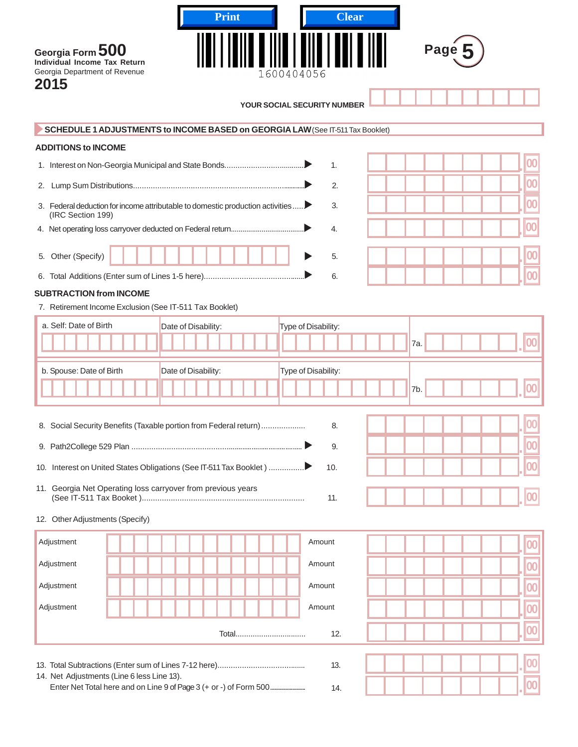Print Clear

**Georgia Form 500**
**Individual Income Tax Return**
Georgia Department of Revenue
**2015**

1600404056

**Page 5**

YOUR SOCIAL SECURITY NUMBER

## SCHEDULE 1 ADJUSTMENTS to INCOME BASED on GEORGIA LAW (See IT-511 Tax Booklet)

### ADDITIONS to INCOME

1. Interest on Non-Georgia Municipal and State Bonds........................................ 1. .00
2. Lump Sum Distributions........................................................................ 2. .00
3. Federal deduction for income attributable to domestic production activities..... 3. .00
   (IRC Section 199)
4. Net operating loss carryover deducted on Federal return........................ 4. .00
5. Other (Specify) ______ 5. .00
6. Total Additions (Enter sum of Lines 1-5 here)........................................ 6. .00

### SUBTRACTION from INCOME

7. Retirement Income Exclusion (See IT-511 Tax Booklet)

| | Date of Disability: | Type of Disability: | |
|---|---|---|---|
| a. Self: Date of Birth | | | 7a. .00 |
| b. Spouse: Date of Birth | | | 7b. .00 |

8. Social Security Benefits (Taxable portion from Federal return)..................... 8. .00
9. Path2College 529 Plan ........................................................................ 9. .00
10. Interest on United States Obligations (See IT-511 Tax Booklet ) ................ 10. .00
11. Georgia Net Operating loss carryover from previous years
    (See IT-511 Tax Booket )........................................................................ 11. .00
12. Other Adjustments (Specify)

| Adjustment | | Amount | .00 |
|---|---|---|---|
| Adjustment | | Amount | .00 |
| Adjustment | | Amount | .00 |
| Adjustment | | Amount | .00 |
| | Total................................ | 12. | .00 |

13. Total Subtractions (Enter sum of Lines 7-12 here)........................................ 13. .00
14. Net Adjustments (Line 6 less Line 13).
    Enter Net Total here and on Line 9 of Page 3 (+ or -) of Form 500.................. 14. .00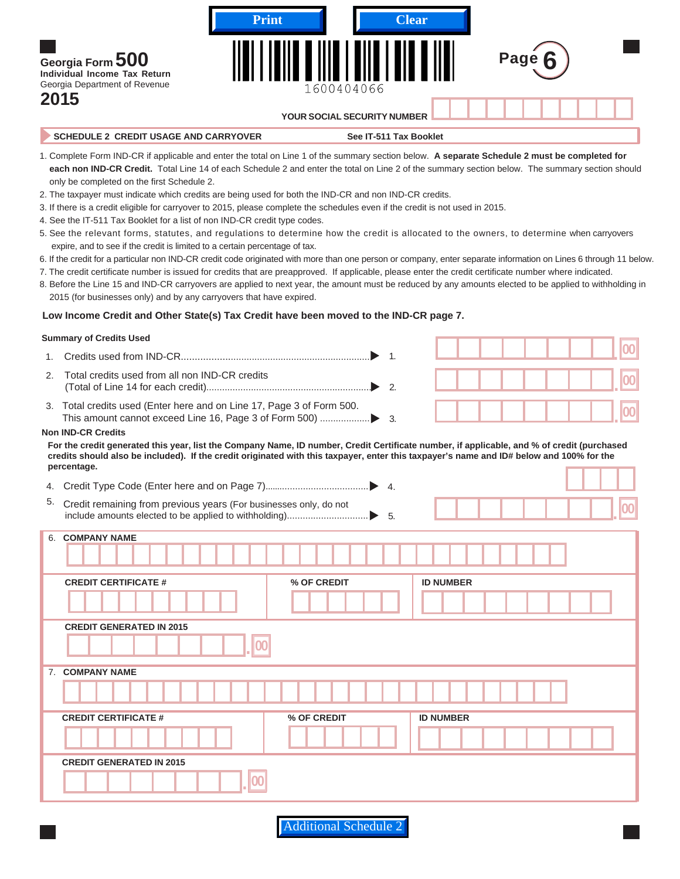Print Clear

**Georgia Form 500**
**Individual Income Tax Return**
Georgia Department of Revenue
**2015**

1600404066

**Page 6**

**YOUR SOCIAL SECURITY NUMBER**

**SCHEDULE 2 CREDIT USAGE AND CARRYOVER** **See IT-511 Tax Booklet**

1. Complete Form IND-CR if applicable and enter the total on Line 1 of the summary section below. **A separate Schedule 2 must be completed for each non IND-CR Credit.** Total Line 14 of each Schedule 2 and enter the total on Line 2 of the summary section below. The summary section should only be completed on the first Schedule 2.
2. The taxpayer must indicate which credits are being used for both the IND-CR and non IND-CR credits.
3. If there is a credit eligible for carryover to 2015, please complete the schedules even if the credit is not used in 2015.
4. See the IT-511 Tax Booklet for a list of non IND-CR credit type codes.
5. See the relevant forms, statutes, and regulations to determine how the credit is allocated to the owners, to determine when carryovers expire, and to see if the credit is limited to a certain percentage of tax.
6. If the credit for a particular non IND-CR credit code originated with more than one person or company, enter separate information on Lines 6 through 11 below.
7. The credit certificate number is issued for credits that are preapproved. If applicable, please enter the credit certificate number where indicated.
8. Before the Line 15 and IND-CR carryovers are applied to next year, the amount must be reduced by any amounts elected to be applied to withholding in 2015 (for businesses only) and by any carryovers that have expired.

**Low Income Credit and Other State(s) Tax Credit have been moved to the IND-CR page 7.**

**Summary of Credits Used**

1. Credits used from IND-CR........................................................................ ▶ 1. .00
2. Total credits used from all non IND-CR credits (Total of Line 14 for each credit)................................................................ ▶ 2. .00
3. Total credits used (Enter here and on Line 17, Page 3 of Form 500. This amount cannot exceed Line 16, Page 3 of Form 500) .................... ▶ 3. .00

**Non IND-CR Credits**

**For the credit generated this year, list the Company Name, ID number, Credit Certificate number, if applicable, and % of credit (purchased credits should also be included). If the credit originated with this taxpayer, enter this taxpayer's name and ID# below and 100% for the percentage.**

4. Credit Type Code (Enter here and on Page 7)........................................ ▶ 4.
5. Credit remaining from previous years (For businesses only, do not include amounts elected to be applied to withholding)................................ ▶ 5. .00

6. **COMPANY NAME**

| **CREDIT CERTIFICATE #** | **% OF CREDIT** | **ID NUMBER** |
|---|---|---|
| | | |

**CREDIT GENERATED IN 2015** .00

7. **COMPANY NAME**

| **CREDIT CERTIFICATE #** | **% OF CREDIT** | **ID NUMBER** |
|---|---|---|
| | | |

**CREDIT GENERATED IN 2015** .00

Additional Schedule 2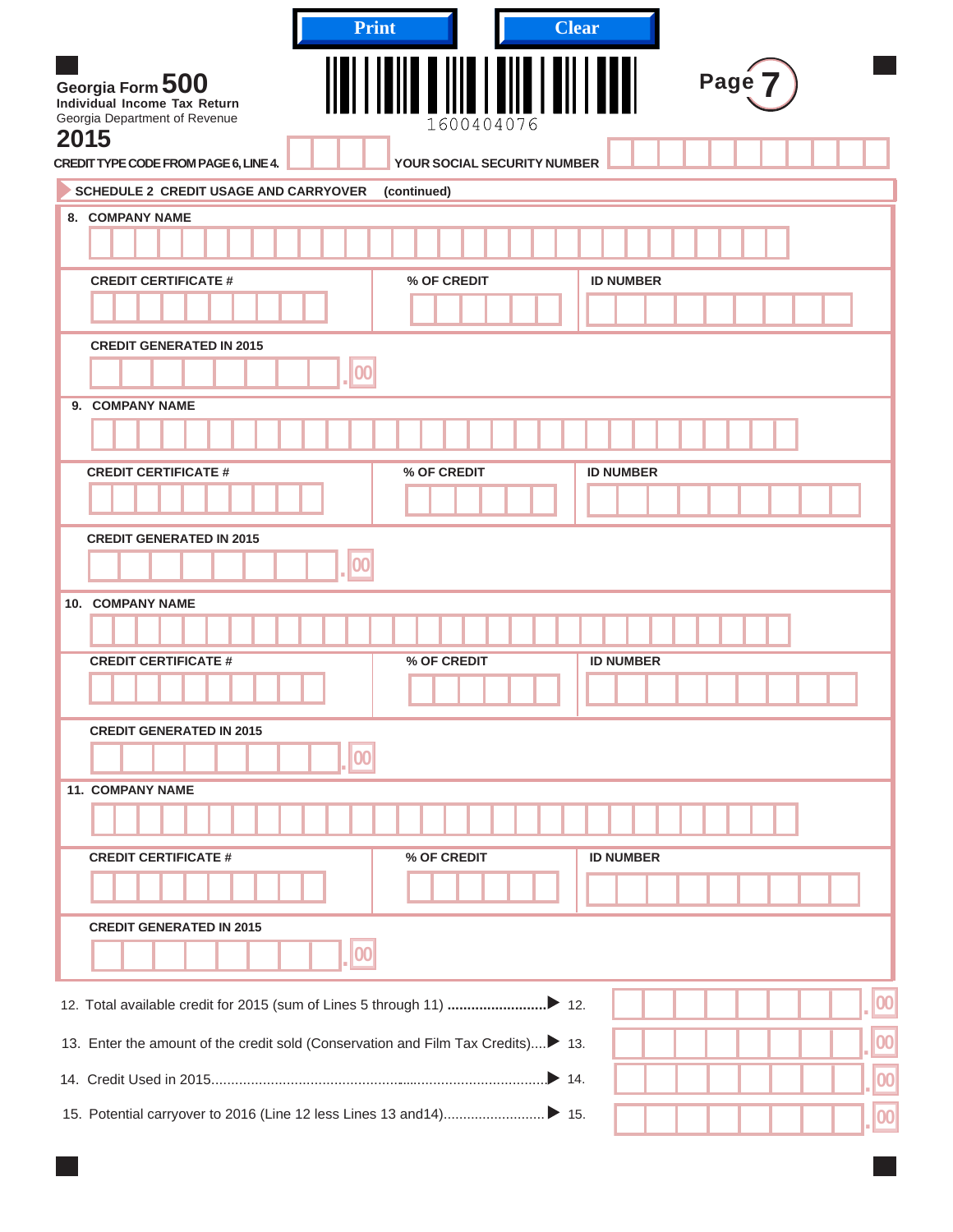Print Clear

**Georgia Form 500**
**Individual Income Tax Return**
Georgia Department of Revenue
**2015**

1600404076

**Page 7**

CREDIT TYPE CODE FROM PAGE 6, LINE 4.

YOUR SOCIAL SECURITY NUMBER

## SCHEDULE 2 CREDIT USAGE AND CARRYOVER (continued)

8. COMPANY NAME

| CREDIT CERTIFICATE # | % OF CREDIT | ID NUMBER |
|---|---|---|
| | | |

CREDIT GENERATED IN 2015 .00

9. COMPANY NAME

| CREDIT CERTIFICATE # | % OF CREDIT | ID NUMBER |
|---|---|---|
| | | |

CREDIT GENERATED IN 2015 .00

10. COMPANY NAME

| CREDIT CERTIFICATE # | % OF CREDIT | ID NUMBER |
|---|---|---|
| | | |

CREDIT GENERATED IN 2015 .00

11. COMPANY NAME

| CREDIT CERTIFICATE # | % OF CREDIT | ID NUMBER |
|---|---|---|
| | | |

CREDIT GENERATED IN 2015 .00

12. Total available credit for 2015 (sum of Lines 5 through 11) ......................... 12. .00

13. Enter the amount of the credit sold (Conservation and Film Tax Credits).... 13. .00

14. Credit Used in 2015.......................................................................................... 14. .00

15. Potential carryover to 2016 (Line 12 less Lines 13 and14)......................... 15. .00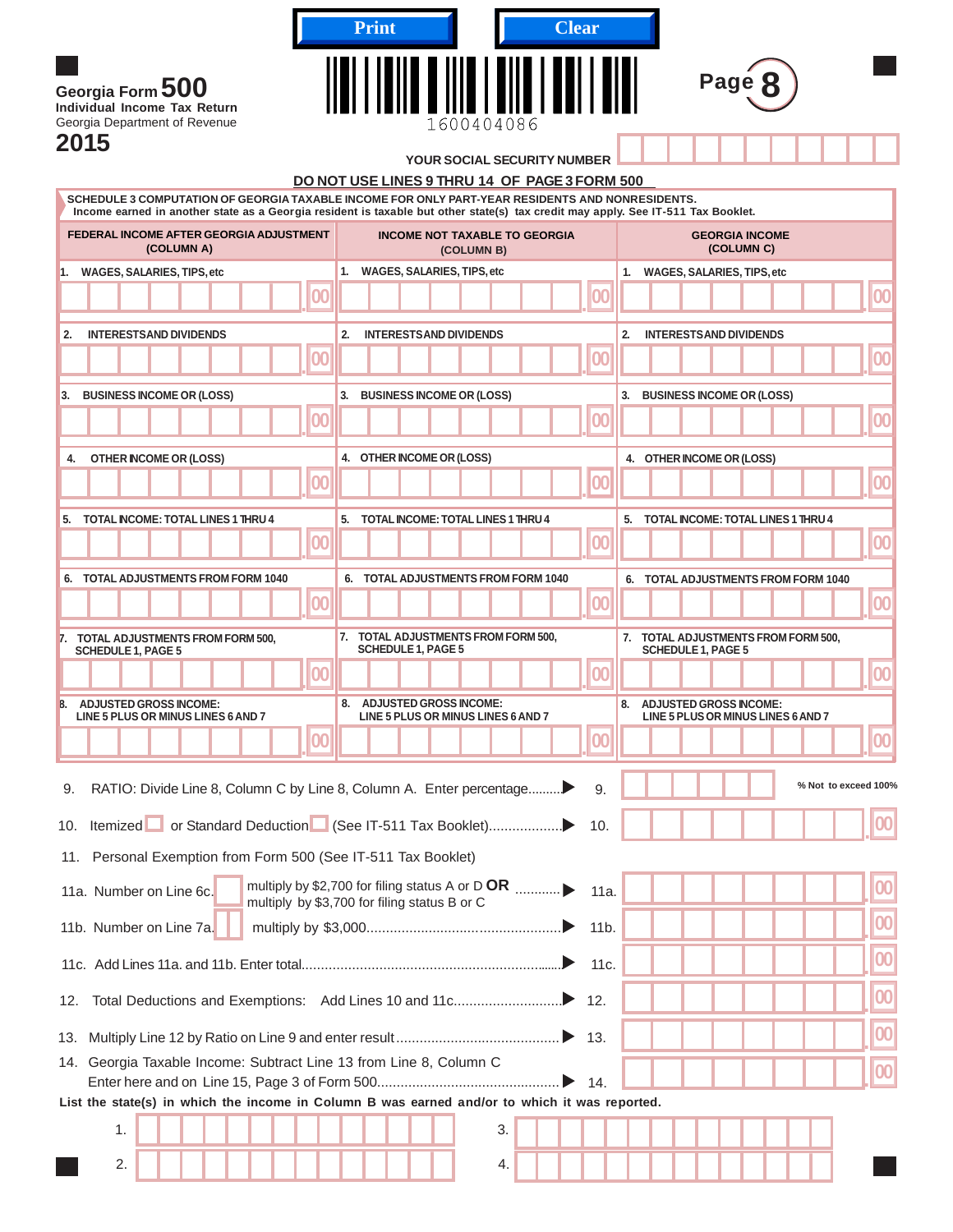Print Clear

Georgia Form **500**
Individual Income Tax Return
Georgia Department of Revenue
**2015**

1600404086

**Page 8**

YOUR SOCIAL SECURITY NUMBER

**DO NOT USE LINES 9 THRU 14 OF PAGE 3 FORM 500**

**SCHEDULE 3 COMPUTATION OF GEORGIA TAXABLE INCOME FOR ONLY PART-YEAR RESIDENTS AND NONRESIDENTS.**
Income earned in another state as a Georgia resident is taxable but other state(s) tax credit may apply. See IT-511 Tax Booklet.

| FEDERAL INCOME AFTER GEORGIA ADJUSTMENT (COLUMN A) | INCOME NOT TAXABLE TO GEORGIA (COLUMN B) | GEORGIA INCOME (COLUMN C) |
|---|---|---|
| 1. WAGES, SALARIES, TIPS, etc .00 | 1. WAGES, SALARIES, TIPS, etc .00 | 1. WAGES, SALARIES, TIPS, etc .00 |
| 2. INTERESTS AND DIVIDENDS .00 | 2. INTERESTS AND DIVIDENDS .00 | 2. INTERESTS AND DIVIDENDS .00 |
| 3. BUSINESS INCOME OR (LOSS) .00 | 3. BUSINESS INCOME OR (LOSS) .00 | 3. BUSINESS INCOME OR (LOSS) .00 |
| 4. OTHER INCOME OR (LOSS) .00 | 4. OTHER INCOME OR (LOSS) .00 | 4. OTHER INCOME OR (LOSS) .00 |
| 5. TOTAL INCOME: TOTAL LINES 1 THRU 4 .00 | 5. TOTAL INCOME: TOTAL LINES 1 THRU 4 .00 | 5. TOTAL INCOME: TOTAL LINES 1 THRU 4 .00 |
| 6. TOTAL ADJUSTMENTS FROM FORM 1040 .00 | 6. TOTAL ADJUSTMENTS FROM FORM 1040 .00 | 6. TOTAL ADJUSTMENTS FROM FORM 1040 .00 |
| 7. TOTAL ADJUSTMENTS FROM FORM 500, SCHEDULE 1, PAGE 5 .00 | 7. TOTAL ADJUSTMENTS FROM FORM 500, SCHEDULE 1, PAGE 5 .00 | 7. TOTAL ADJUSTMENTS FROM FORM 500, SCHEDULE 1, PAGE 5 .00 |
| 8. ADJUSTED GROSS INCOME: LINE 5 PLUS OR MINUS LINES 6 AND 7 .00 | 8. ADJUSTED GROSS INCOME: LINE 5 PLUS OR MINUS LINES 6 AND 7 .00 | 8. ADJUSTED GROSS INCOME: LINE 5 PLUS OR MINUS LINES 6 AND 7 .00 |

9. RATIO: Divide Line 8, Column C by Line 8, Column A. Enter percentage......... 9. ______ % Not to exceed 100%

10. Itemized ☐ or Standard Deduction ☐ (See IT-511 Tax Booklet).................. 10. .00

11. Personal Exemption from Form 500 (See IT-511 Tax Booklet)

11a. Number on Line 6c. ☐ multiply by $2,700 for filing status A or D **OR** multiply by $3,700 for filing status B or C ........... 11a. .00

11b. Number on Line 7a. ☐ multiply by $3,000................................................ 11b. .00

11c. Add Lines 11a. and 11b. Enter total.................................................................. 11c. .00

12. Total Deductions and Exemptions: Add Lines 10 and 11c........................... 12. .00

13. Multiply Line 12 by Ratio on Line 9 and enter result......................................... 13. .00

14. Georgia Taxable Income: Subtract Line 13 from Line 8, Column C
Enter here and on Line 15, Page 3 of Form 500............................................... 14. .00

**List the state(s) in which the income in Column B was earned and/or to which it was reported.**

1. ______________________ 3. ______________________

2. ______________________ 4. ______________________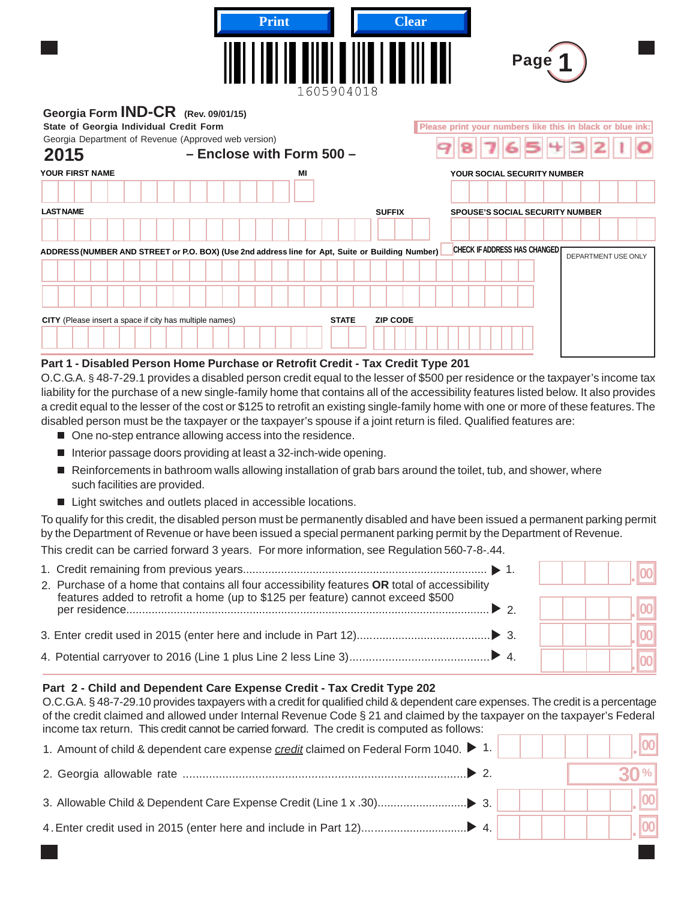Print Clear

1605904018

Page 1

**Georgia Form IND-CR** (Rev. 09/01/15)
**State of Georgia Individual Credit Form**
Georgia Department of Revenue (Approved web version)

**2015** – Enclose with Form 500 –

Please print your numbers like this in black or blue ink: 9 8 7 6 5 4 3 2 1 0

YOUR FIRST NAME | MI | YOUR SOCIAL SECURITY NUMBER

LAST NAME | SUFFIX | SPOUSE'S SOCIAL SECURITY NUMBER

ADDRESS (NUMBER AND STREET or P.O. BOX) (Use 2nd address line for Apt, Suite or Building Number) | CHECK IF ADDRESS HAS CHANGED | DEPARTMENT USE ONLY

CITY (Please insert a space if city has multiple names) | STATE | ZIP CODE

## Part 1 - Disabled Person Home Purchase or Retrofit Credit - Tax Credit Type 201

O.C.G.A. § 48-7-29.1 provides a disabled person credit equal to the lesser of $500 per residence or the taxpayer's income tax liability for the purchase of a new single-family home that contains all of the accessibility features listed below. It also provides a credit equal to the lesser of the cost or $125 to retrofit an existing single-family home with one or more of these features. The disabled person must be the taxpayer or the taxpayer's spouse if a joint return is filed. Qualified features are:

- One no-step entrance allowing access into the residence.
- Interior passage doors providing at least a 32-inch-wide opening.
- Reinforcements in bathroom walls allowing installation of grab bars around the toilet, tub, and shower, where such facilities are provided.
- Light switches and outlets placed in accessible locations.

To qualify for this credit, the disabled person must be permanently disabled and have been issued a permanent parking permit by the Department of Revenue or have been issued a special permanent parking permit by the Department of Revenue.

This credit can be carried forward 3 years. For more information, see Regulation 560-7-8-.44.

1. Credit remaining from previous years.......... ▶ 1. .00
2. Purchase of a home that contains all four accessibility features **OR** total of accessibility features added to retrofit a home (up to $125 per feature) cannot exceed $500 per residence.......... ▶ 2. .00
3. Enter credit used in 2015 (enter here and include in Part 12).......... ▶ 3. .00
4. Potential carryover to 2016 (Line 1 plus Line 2 less Line 3).......... ▶ 4. .00

## Part 2 - Child and Dependent Care Expense Credit - Tax Credit Type 202

O.C.G.A. § 48-7-29.10 provides taxpayers with a credit for qualified child & dependent care expenses. The credit is a percentage of the credit claimed and allowed under Internal Revenue Code § 21 and claimed by the taxpayer on the taxpayer's Federal income tax return. This credit cannot be carried forward. The credit is computed as follows:

1. Amount of child & dependent care expense *credit* claimed on Federal Form 1040. ▶ 1. .00
2. Georgia allowable rate .......... ▶ 2. 30 %
3. Allowable Child & Dependent Care Expense Credit (Line 1 x .30).......... ▶ 3. .00
4. Enter credit used in 2015 (enter here and include in Part 12).......... ▶ 4. .00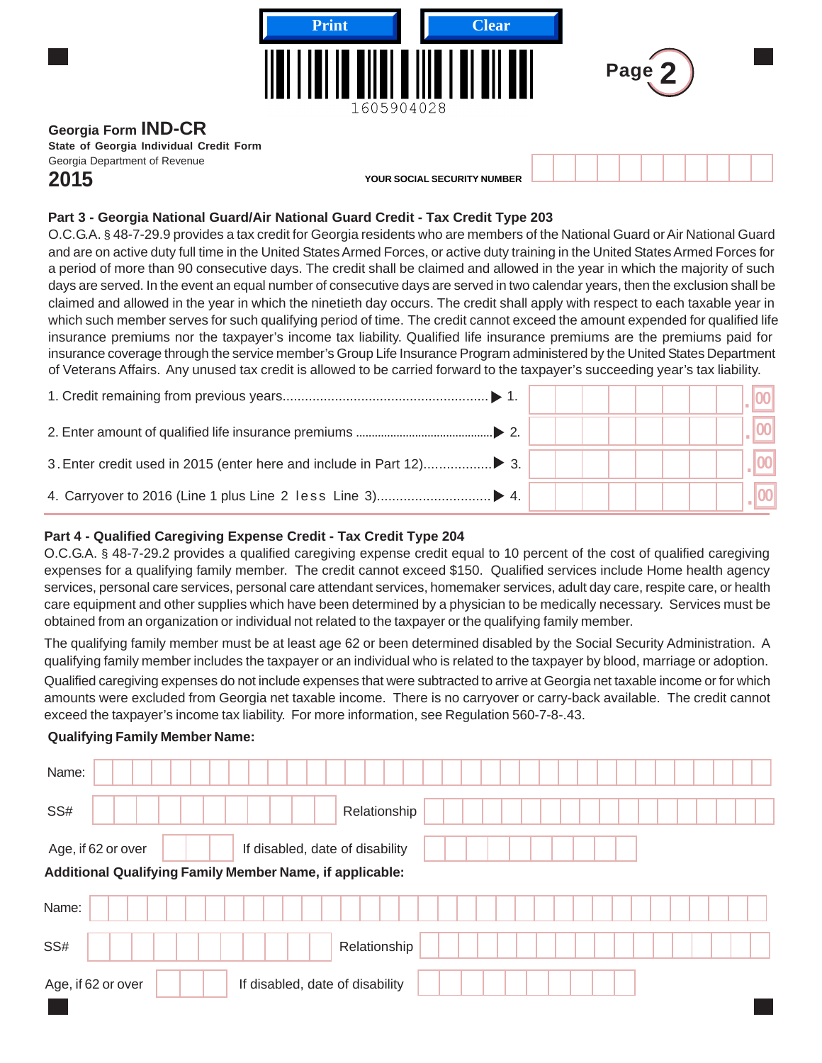Print Clear

1605904028

**Page 2**

Georgia Form **IND-CR**

**State of Georgia Individual Credit Form**

Georgia Department of Revenue

**2015**

**YOUR SOCIAL SECURITY NUMBER**

## Part 3 - Georgia National Guard/Air National Guard Credit - Tax Credit Type 203

O.C.G.A. § 48-7-29.9 provides a tax credit for Georgia residents who are members of the National Guard or Air National Guard and are on active duty full time in the United States Armed Forces, or active duty training in the United States Armed Forces for a period of more than 90 consecutive days. The credit shall be claimed and allowed in the year in which the majority of such days are served. In the event an equal number of consecutive days are served in two calendar years, then the exclusion shall be claimed and allowed in the year in which the ninetieth day occurs. The credit shall apply with respect to each taxable year in which such member serves for such qualifying period of time. The credit cannot exceed the amount expended for qualified life insurance premiums nor the taxpayer's income tax liability. Qualified life insurance premiums are the premiums paid for insurance coverage through the service member's Group Life Insurance Program administered by the United States Department of Veterans Affairs. Any unused tax credit is allowed to be carried forward to the taxpayer's succeeding year's tax liability.

1. Credit remaining from previous years...................................................... ▶ 1. .00
2. Enter amount of qualified life insurance premiums .......................................... ▶ 2. .00
3. Enter credit used in 2015 (enter here and include in Part 12).................. ▶ 3. .00
4. Carryover to 2016 (Line 1 plus Line 2 less Line 3).............................. ▶ 4. .00

## Part 4 - Qualified Caregiving Expense Credit - Tax Credit Type 204

O.C.G.A. § 48-7-29.2 provides a qualified caregiving expense credit equal to 10 percent of the cost of qualified caregiving expenses for a qualifying family member. The credit cannot exceed $150. Qualified services include Home health agency services, personal care services, personal care attendant services, homemaker services, adult day care, respite care, or health care equipment and other supplies which have been determined by a physician to be medically necessary. Services must be obtained from an organization or individual not related to the taxpayer or the qualifying family member.

The qualifying family member must be at least age 62 or been determined disabled by the Social Security Administration. A qualifying family member includes the taxpayer or an individual who is related to the taxpayer by blood, marriage or adoption. Qualified caregiving expenses do not include expenses that were subtracted to arrive at Georgia net taxable income or for which amounts were excluded from Georgia net taxable income. There is no carryover or carry-back available. The credit cannot exceed the taxpayer's income tax liability. For more information, see Regulation 560-7-8-.43.

**Qualifying Family Member Name:**

Name:

SS# Relationship

Age, if 62 or over If disabled, date of disability

**Additional Qualifying Family Member Name, if applicable:**

Name:

SS# Relationship

Age, if 62 or over If disabled, date of disability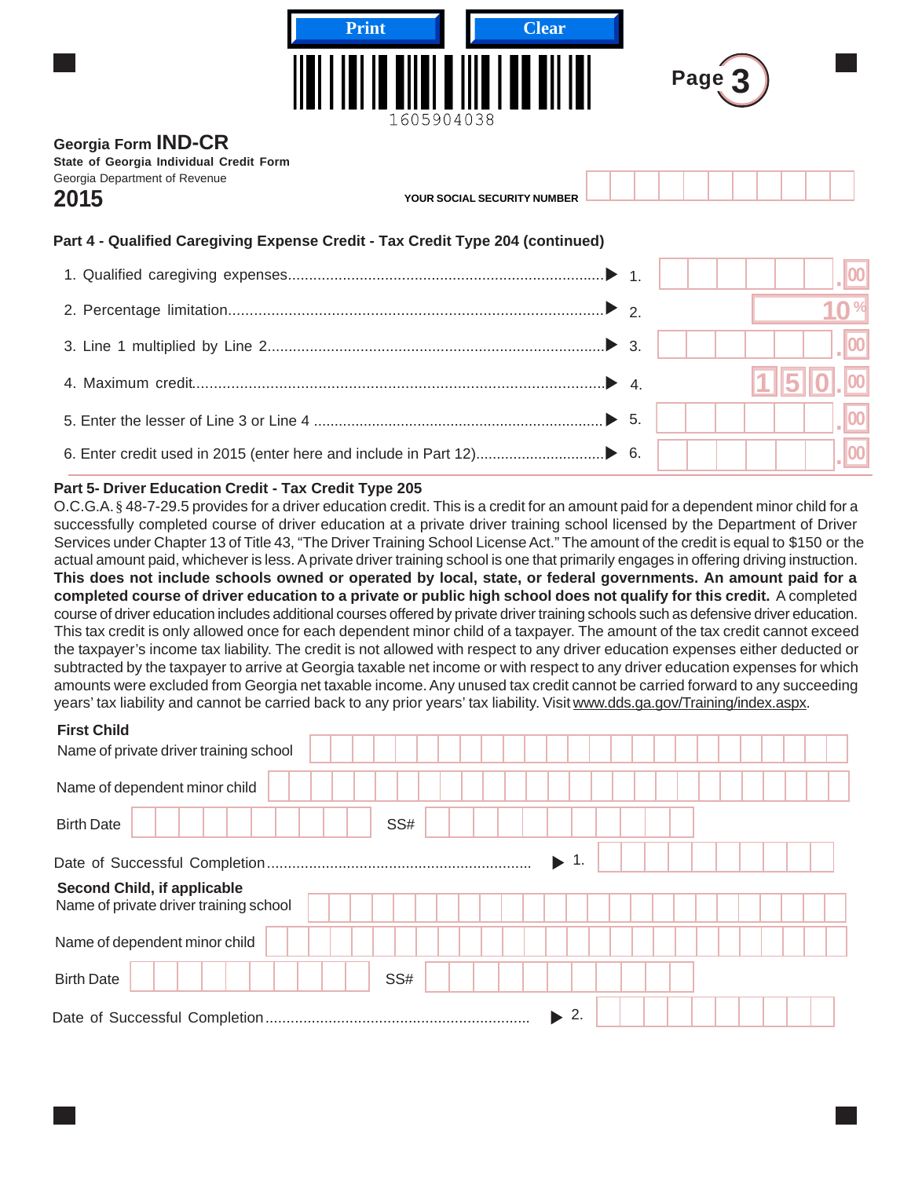Georgia Form **IND-CR**

**State of Georgia Individual Credit Form**

Georgia Department of Revenue

**2015**

YOUR SOCIAL SECURITY NUMBER

### Part 4 - Qualified Caregiving Expense Credit - Tax Credit Type 204 (continued)

1. Qualified caregiving expenses.......... 1. .00
2. Percentage limitation.......... 2. 10%
3. Line 1 multiplied by Line 2.......... 3. .00
4. Maximum credit.......... 4. 150.00
5. Enter the lesser of Line 3 or Line 4 .......... 5. .00
6. Enter credit used in 2015 (enter here and include in Part 12).......... 6. .00

### Part 5- Driver Education Credit - Tax Credit Type 205

O.C.G.A. § 48-7-29.5 provides for a driver education credit. This is a credit for an amount paid for a dependent minor child for a successfully completed course of driver education at a private driver training school licensed by the Department of Driver Services under Chapter 13 of Title 43, "The Driver Training School License Act." The amount of the credit is equal to $150 or the actual amount paid, whichever is less. A private driver training school is one that primarily engages in offering driving instruction. **This does not include schools owned or operated by local, state, or federal governments. An amount paid for a completed course of driver education to a private or public high school does not qualify for this credit.** A completed course of driver education includes additional courses offered by private driver training schools such as defensive driver education. This tax credit is only allowed once for each dependent minor child of a taxpayer. The amount of the tax credit cannot exceed the taxpayer's income tax liability. The credit is not allowed with respect to any driver education expenses either deducted or subtracted by the taxpayer to arrive at Georgia taxable net income or with respect to any driver education expenses for which amounts were excluded from Georgia net taxable income. Any unused tax credit cannot be carried forward to any succeeding years' tax liability and cannot be carried back to any prior years' tax liability. Visit www.dds.ga.gov/Training/index.aspx.

**First Child**

Name of private driver training school

Name of dependent minor child

Birth Date SS#

Date of Successful Completion.......... 1.

**Second Child, if applicable**

Name of private driver training school

Name of dependent minor child

Birth Date SS#

Date of Successful Completion.......... 2.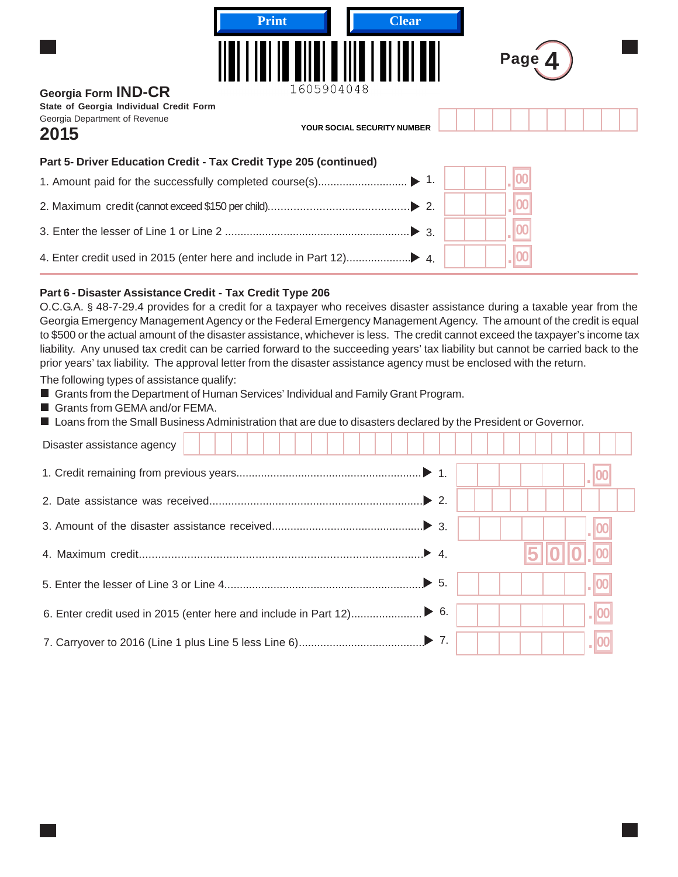Print Clear

1605904048

Georgia Form **IND-CR**
**State of Georgia Individual Credit Form**
Georgia Department of Revenue
**2015**

**YOUR SOCIAL SECURITY NUMBER**

**Part 5- Driver Education Credit - Tax Credit Type 205 (continued)**

1. Amount paid for the successfully completed course(s)............................ ▶ 1. .00
2. Maximum credit (cannot exceed $150 per child)............................................ ▶ 2. .00
3. Enter the lesser of Line 1 or Line 2 ........................................................... ▶ 3. .00
4. Enter credit used in 2015 (enter here and include in Part 12).................... ▶ 4. .00

**Part 6 - Disaster Assistance Credit - Tax Credit Type 206**

O.C.G.A. § 48-7-29.4 provides for a credit for a taxpayer who receives disaster assistance during a taxable year from the Georgia Emergency Management Agency or the Federal Emergency Management Agency. The amount of the credit is equal to $500 or the actual amount of the disaster assistance, whichever is less. The credit cannot exceed the taxpayer's income tax liability. Any unused tax credit can be carried forward to the succeeding years' tax liability but cannot be carried back to the prior years' tax liability. The approval letter from the disaster assistance agency must be enclosed with the return.

The following types of assistance qualify:

- Grants from the Department of Human Services' Individual and Family Grant Program.
- Grants from GEMA and/or FEMA.
- Loans from the Small Business Administration that are due to disasters declared by the President or Governor.

Disaster assistance agency

1. Credit remaining from previous years.......................................................... ▶ 1. .00
2. Date assistance was received.................................................................... ▶ 2.
3. Amount of the disaster assistance received................................................ ▶ 3. .00
4. Maximum credit......................................................................................... ▶ 4. 500.00
5. Enter the lesser of Line 3 or Line 4............................................................... ▶ 5. .00
6. Enter credit used in 2015 (enter here and include in Part 12)...................... ▶ 6. .00
7. Carryover to 2016 (Line 1 plus Line 5 less Line 6)........................................ ▶ 7. .00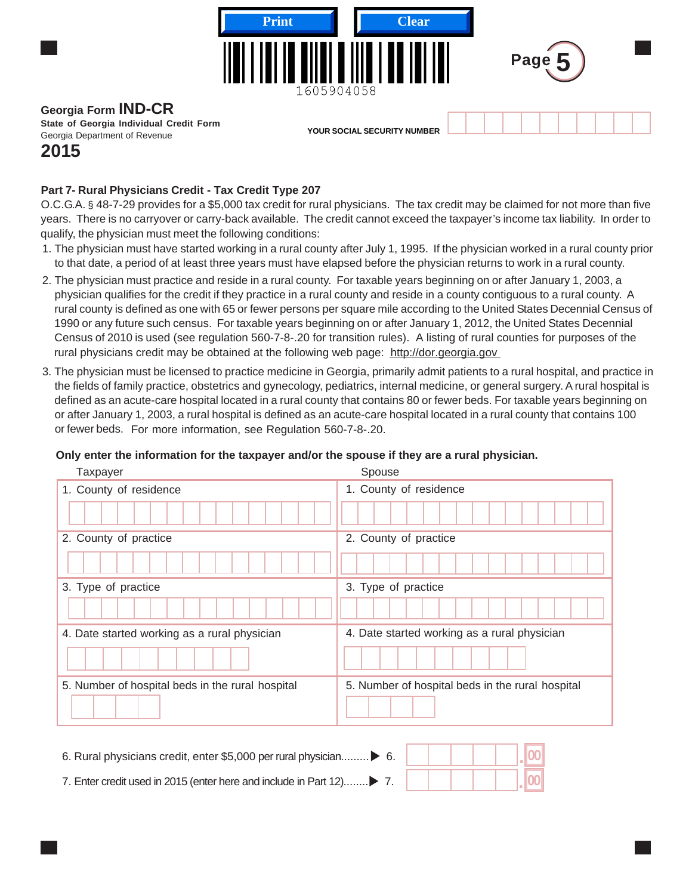Georgia Form **IND-CR**
**State of Georgia Individual Credit Form**
Georgia Department of Revenue
**2015**

YOUR SOCIAL SECURITY NUMBER

## Part 7- Rural Physicians Credit - Tax Credit Type 207

O.C.G.A. § 48-7-29 provides for a $5,000 tax credit for rural physicians. The tax credit may be claimed for not more than five years. There is no carryover or carry-back available. The credit cannot exceed the taxpayer's income tax liability. In order to qualify, the physician must meet the following conditions:

1. The physician must have started working in a rural county after July 1, 1995. If the physician worked in a rural county prior to that date, a period of at least three years must have elapsed before the physician returns to work in a rural county.
2. The physician must practice and reside in a rural county. For taxable years beginning on or after January 1, 2003, a physician qualifies for the credit if they practice in a rural county and reside in a county contiguous to a rural county. A rural county is defined as one with 65 or fewer persons per square mile according to the United States Decennial Census of 1990 or any future such census. For taxable years beginning on or after January 1, 2012, the United States Decennial Census of 2010 is used (see regulation 560-7-8-.20 for transition rules). A listing of rural counties for purposes of the rural physicians credit may be obtained at the following web page: http://dor.georgia.gov
3. The physician must be licensed to practice medicine in Georgia, primarily admit patients to a rural hospital, and practice in the fields of family practice, obstetrics and gynecology, pediatrics, internal medicine, or general surgery. A rural hospital is defined as an acute-care hospital located in a rural county that contains 80 or fewer beds. For taxable years beginning on or after January 1, 2003, a rural hospital is defined as an acute-care hospital located in a rural county that contains 100 or fewer beds. For more information, see Regulation 560-7-8-.20.

**Only enter the information for the taxpayer and/or the spouse if they are a rural physician.**

| Taxpayer | Spouse |
|---|---|
| 1. County of residence | 1. County of residence |
| 2. County of practice | 2. County of practice |
| 3. Type of practice | 3. Type of practice |
| 4. Date started working as a rural physician | 4. Date started working as a rural physician |
| 5. Number of hospital beds in the rural hospital | 5. Number of hospital beds in the rural hospital |

6. Rural physicians credit, enter $5,000 per rural physician......... ▶ 6. .00

7. Enter credit used in 2015 (enter here and include in Part 12)........ ▶ 7. .00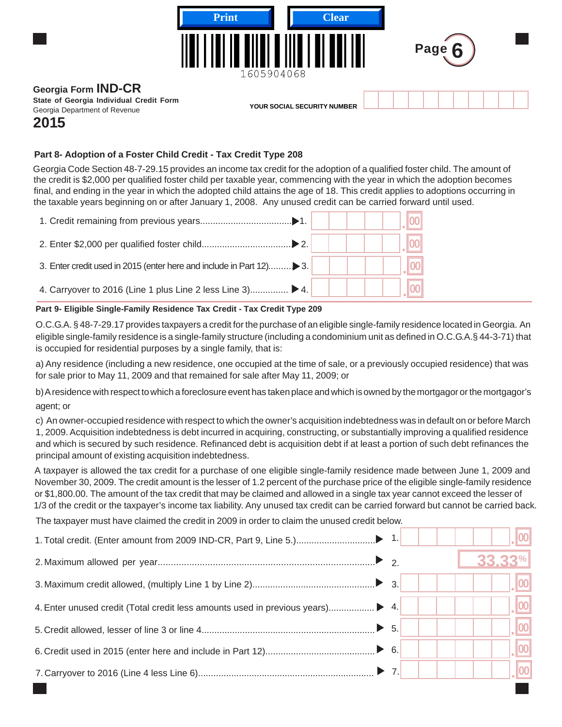Georgia Form **IND-CR**
**State of Georgia Individual Credit Form**
Georgia Department of Revenue
**2015**

YOUR SOCIAL SECURITY NUMBER

### Part 8- Adoption of a Foster Child Credit - Tax Credit Type 208

Georgia Code Section 48-7-29.15 provides an income tax credit for the adoption of a qualified foster child. The amount of the credit is $2,000 per qualified foster child per taxable year, commencing with the year in which the adoption becomes final, and ending in the year in which the adopted child attains the age of 18. This credit applies to adoptions occurring in the taxable years beginning on or after January 1, 2008. Any unused credit can be carried forward until used.

| | | |
|---|---|---|
| 1. Credit remaining from previous years | 1. | .00 |
| 2. Enter $2,000 per qualified foster child | 2. | .00 |
| 3. Enter credit used in 2015 (enter here and include in Part 12) | 3. | .00 |
| 4. Carryover to 2016 (Line 1 plus Line 2 less Line 3) | 4. | .00 |

### Part 9- Eligible Single-Family Residence Tax Credit - Tax Credit Type 209

O.C.G.A. § 48-7-29.17 provides taxpayers a credit for the purchase of an eligible single-family residence located in Georgia. An eligible single-family residence is a single-family structure (including a condominium unit as defined in O.C.G.A.§ 44-3-71) that is occupied for residential purposes by a single family, that is:

a) Any residence (including a new residence, one occupied at the time of sale, or a previously occupied residence) that was for sale prior to May 11, 2009 and that remained for sale after May 11, 2009; or

b) A residence with respect to which a foreclosure event has taken place and which is owned by the mortgagor or the mortgagor's agent; or

c) An owner-occupied residence with respect to which the owner's acquisition indebtedness was in default on or before March 1, 2009. Acquisition indebtedness is debt incurred in acquiring, constructing, or substantially improving a qualified residence and which is secured by such residence. Refinanced debt is acquisition debt if at least a portion of such debt refinances the principal amount of existing acquisition indebtedness.

A taxpayer is allowed the tax credit for a purchase of one eligible single-family residence made between June 1, 2009 and November 30, 2009. The credit amount is the lesser of 1.2 percent of the purchase price of the eligible single-family residence or $1,800.00. The amount of the tax credit that may be claimed and allowed in a single tax year cannot exceed the lesser of 1/3 of the credit or the taxpayer's income tax liability. Any unused tax credit can be carried forward but cannot be carried back.

The taxpayer must have claimed the credit in 2009 in order to claim the unused credit below.

| | | |
|---|---|---|
| 1. Total credit. (Enter amount from 2009 IND-CR, Part 9, Line 5.) | 1. | .00 |
| 2. Maximum allowed per year | 2. | 33.33% |
| 3. Maximum credit allowed, (multiply Line 1 by Line 2) | 3. | .00 |
| 4. Enter unused credit (Total credit less amounts used in previous years) | 4. | .00 |
| 5. Credit allowed, lesser of line 3 or line 4 | 5. | .00 |
| 6. Credit used in 2015 (enter here and include in Part 12) | 6. | .00 |
| 7. Carryover to 2016 (Line 4 less Line 6) | 7. | .00 |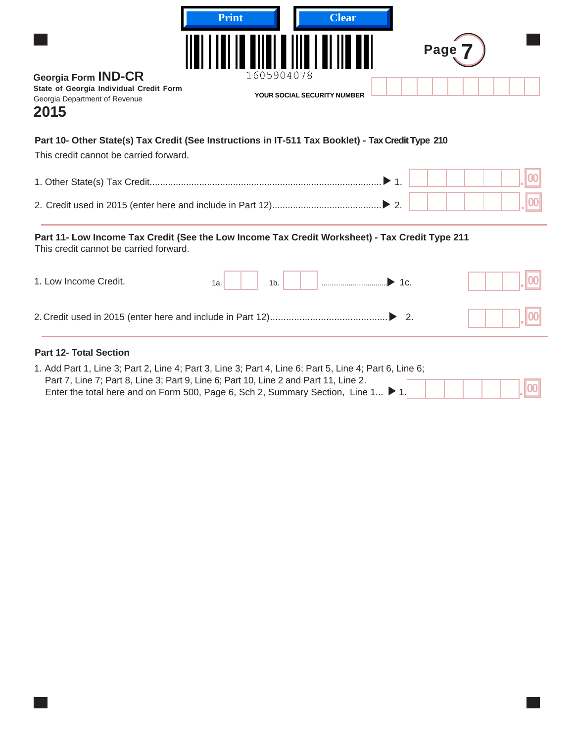Georgia Form **IND-CR**
**State of Georgia Individual Credit Form**
Georgia Department of Revenue
**2015**

1605904078

**YOUR SOCIAL SECURITY NUMBER**

## Part 10- Other State(s) Tax Credit (See Instructions in IT-511 Tax Booklet) - Tax Credit Type 210

This credit cannot be carried forward.

1. Other State(s) Tax Credit........................................................................................ ▶ 1. ______ .00

2. Credit used in 2015 (enter here and include in Part 12)......................................... ▶ 2. ______ .00

## Part 11- Low Income Tax Credit (See the Low Income Tax Credit Worksheet) - Tax Credit Type 211

This credit cannot be carried forward.

1. Low Income Credit. 1a. ____ 1b. ____ ................................ ▶ 1c. ______ .00

2. Credit used in 2015 (enter here and include in Part 12)........................................... ▶ 2. ______ .00

## Part 12- Total Section

1. Add Part 1, Line 3; Part 2, Line 4; Part 3, Line 3; Part 4, Line 6; Part 5, Line 4; Part 6, Line 6; Part 7, Line 7; Part 8, Line 3; Part 9, Line 6; Part 10, Line 2 and Part 11, Line 2. Enter the total here and on Form 500, Page 6, Sch 2, Summary Section, Line 1... ▶ 1. ______ .00